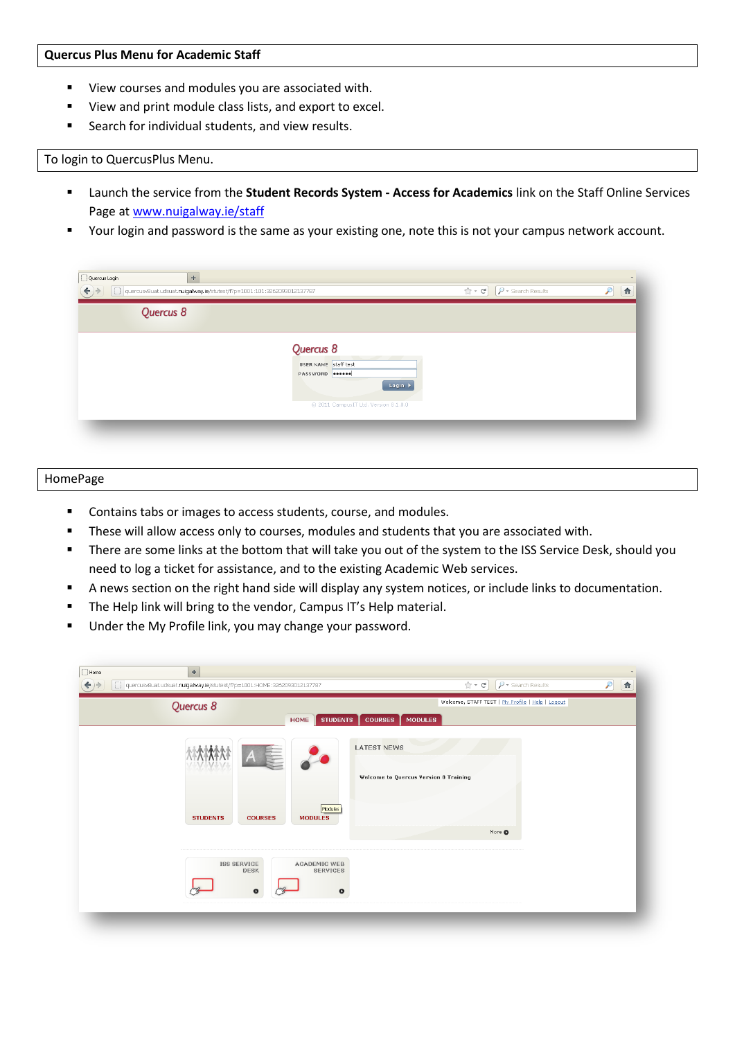**Quercus Plus Menu for Academic Staff**

- View courses and modules you are associated with.
- View and print module class lists, and export to excel.
- Search for individual students, and view results.

To login to QuercusPlus Menu.

- Launch the service from the **Student Records System - Access for Academics** link on the Staff Online Services Page at [www.nuigalway.ie/staff](www.nuigalway.ie/staff)
- Your login and password is the same as your existing one, note this is not your campus network account.

HomePage

- Contains tabs or images to access students, course, and modules.
- These will allow access only to courses, modules and students that you are associated with.
- There are some links at the bottom that will take you out of the system to the ISS Service Desk, should you need to log a ticket for assistance, and to the existing Academic Web services.
- A news section on the right hand side will display any system notices, or include links to documentation.
- The Help link will bring to the vendor, Campus IT's Help material.
- Under the My Profile link, you may change your password.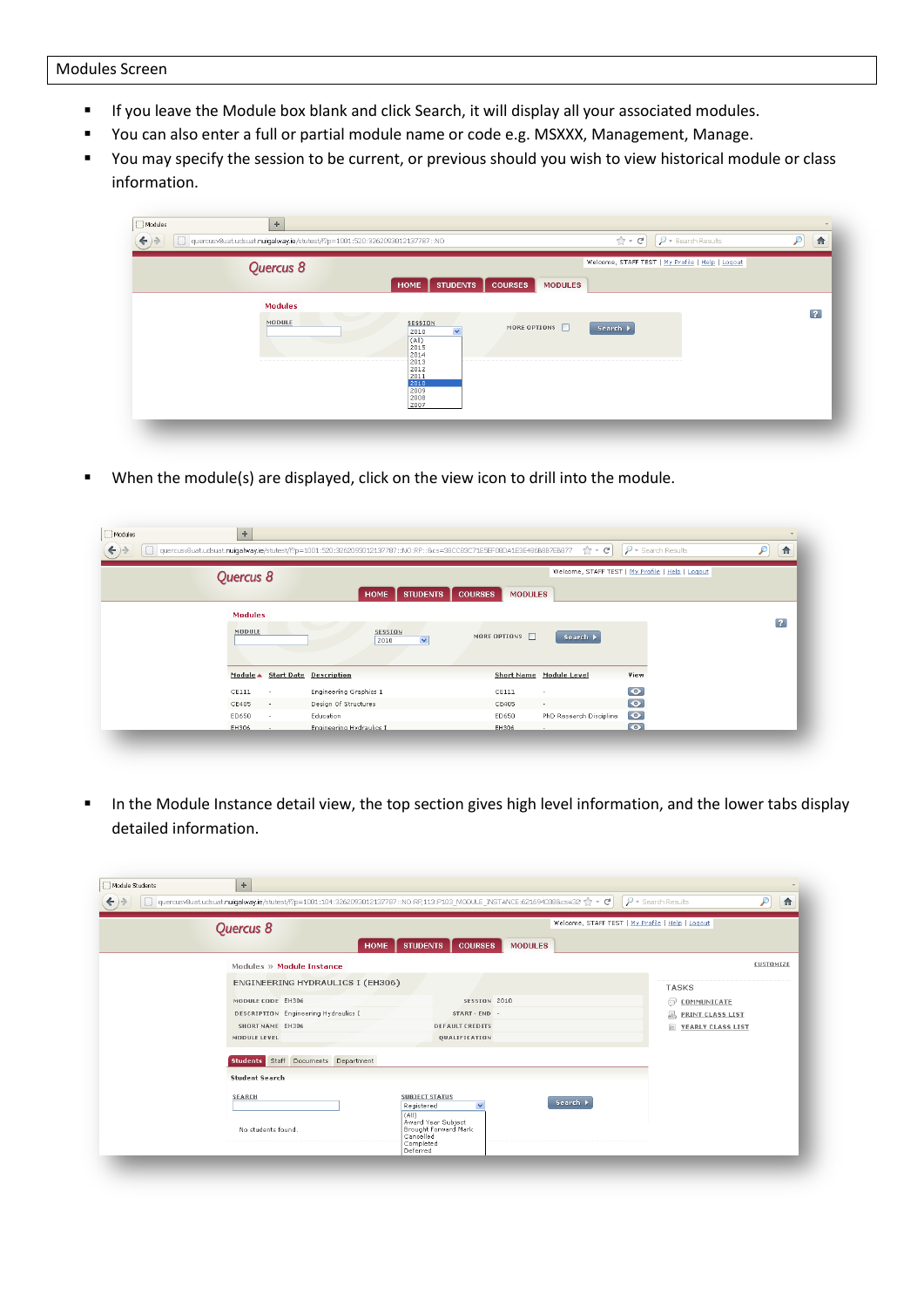Modules Screen

- If you leave the Module box blank and click Search, it will display all your associated modules.
- You can also enter a full or partial module name or code e.g. MSXXX, Management, Manage.
- You may specify the session to be current, or previous should you wish to view historical module or class information.

- When the module(s) are displayed, click on the view icon to drill into the module.

- In the Module Instance detail view, the top section gives high level information, and the lower tabs display detailed information.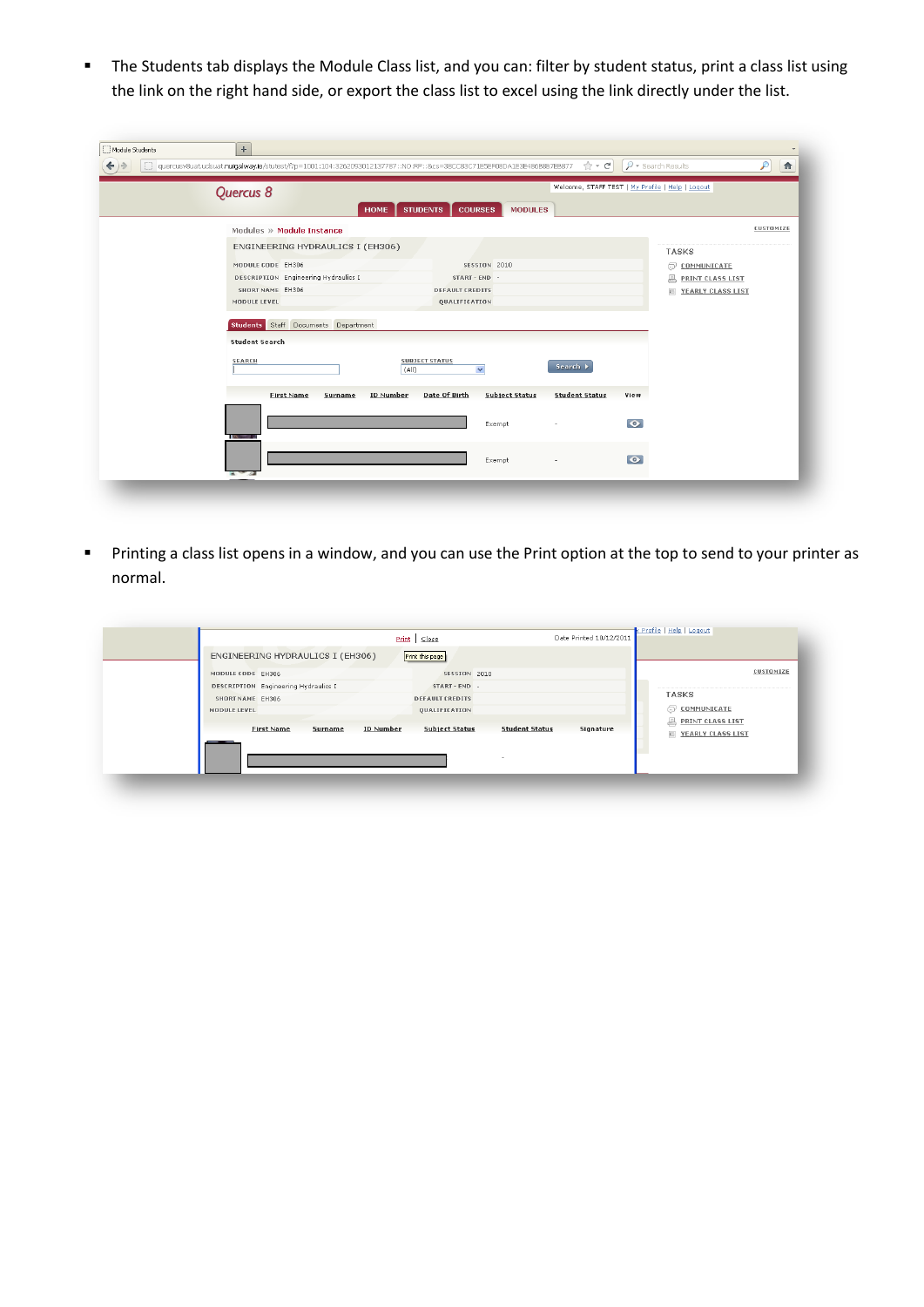- The Students tab displays the Module Class list, and you can: filter by student status, print a class list using the link on the right hand side, or export the class list to excel using the link directly under the list.

- Printing a class list opens in a window, and you can use the Print option at the top to send to your printer as normal.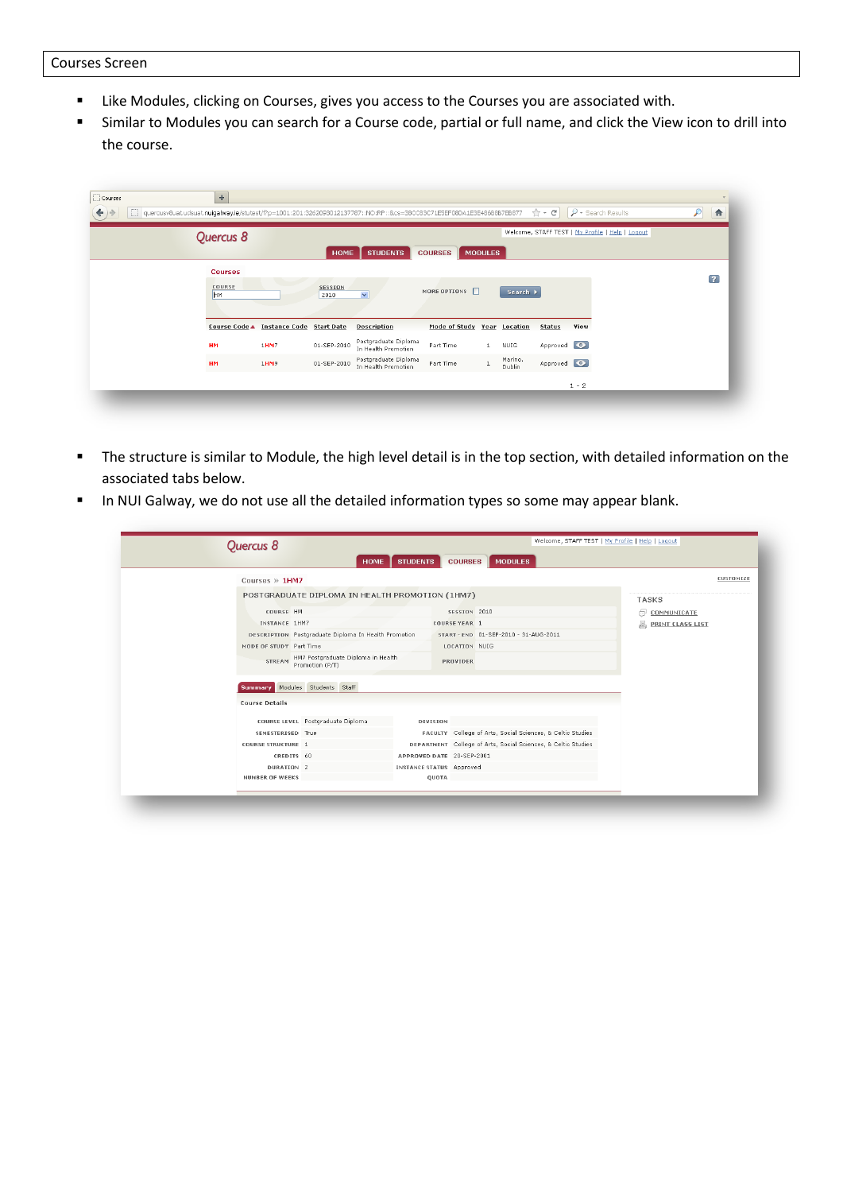Courses Screen

- Like Modules, clicking on Courses, gives you access to the Courses you are associated with.
- Similar to Modules you can search for a Course code, partial or full name, and click the View icon to drill into the course.

- The structure is similar to Module, the high level detail is in the top section, with detailed information on the associated tabs below.
- In NUI Galway, we do not use all the detailed information types so some may appear blank.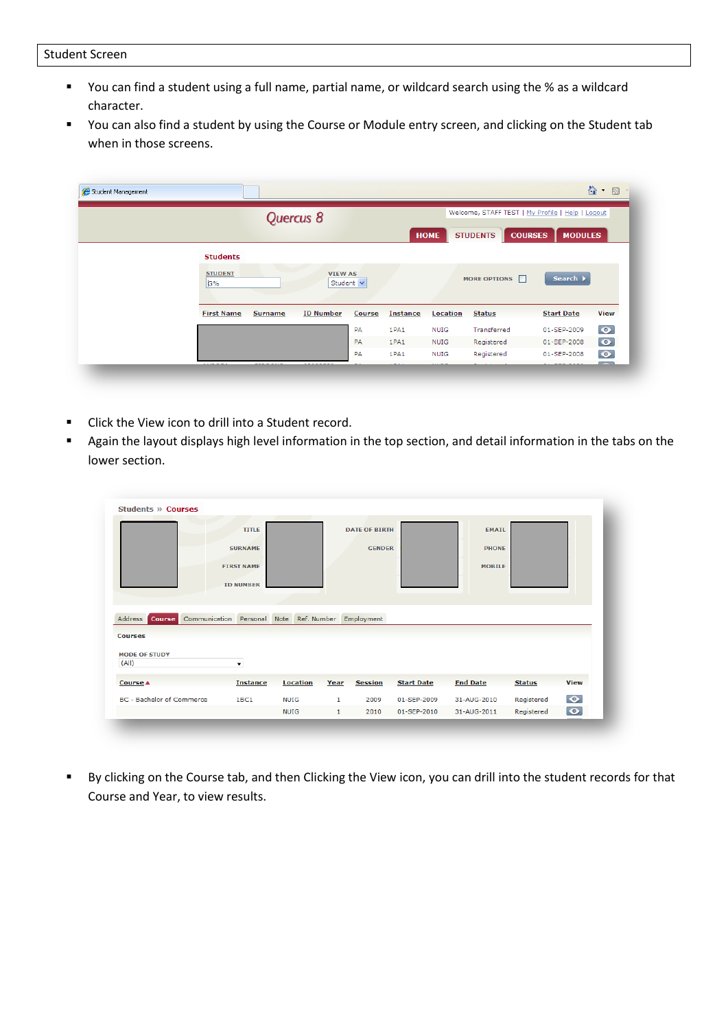Student Screen

- You can find a student using a full name, partial name, or wildcard search using the % as a wildcard character.
- You can also find a student by using the Course or Module entry screen, and clicking on the Student tab when in those screens.

- Click the View icon to drill into a Student record.
- Again the layout displays high level information in the top section, and detail information in the tabs on the lower section.

- By clicking on the Course tab, and then Clicking the View icon, you can drill into the student records for that Course and Year, to view results.